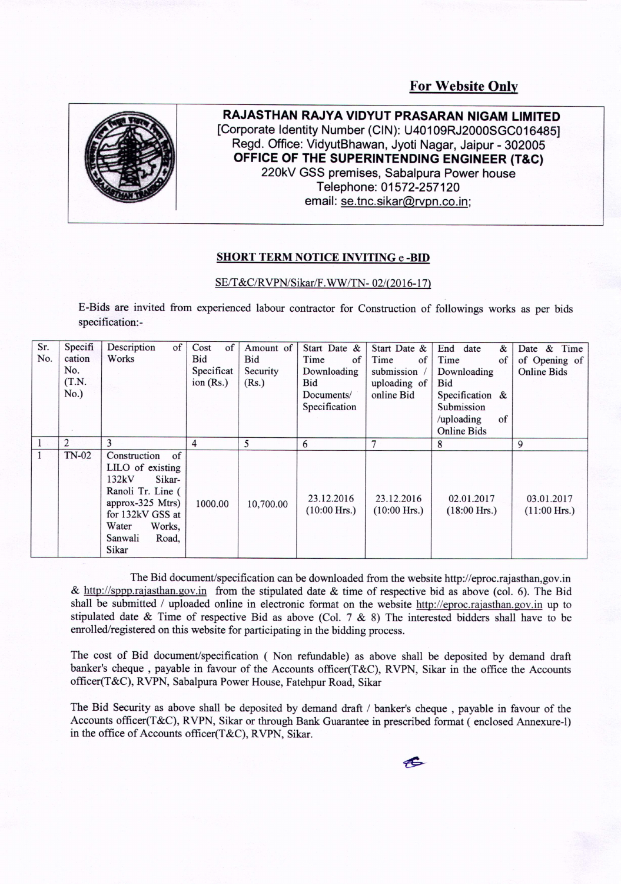**For Website Only**

**RAJASTHAN RAJYA VIDYUT PRASARAN NIGAM LIMITED**
[Corporate Identity Number (CIN): U40109RJ2000SGC016485]
Regd. Office: VidyutBhawan, Jyoti Nagar, Jaipur - 302005
**OFFICE OF THE SUPERINTENDING ENGINEER (T&C)**
220kV GSS premises, Sabalpura Power house
Telephone: 01572-257120
email: se.tnc.sikar@rvpn.co.in;

## SHORT TERM NOTICE INVITING e -BID

SE/T&C/RVPN/Sikar/F.WW/TN- 02/(2016-17)

E-Bids are invited from experienced labour contractor for Construction of followings works as per bids specification:-

| Sr. No. | Specification No. (T.N. No.) | Description of Works | Cost of Bid Specification (Rs.) | Amount of Bid Security (Rs.) | Start Date & Time of Downloading Bid Documents/ Specification | Start Date & Time of submission / uploading of online Bid | End date & Time of Downloading Bid Specification & Submission /uploading of Online Bids | Date & Time of Opening of Online Bids |
|---|---|---|---|---|---|---|---|---|
| 1 | 2 | 3 | 4 | 5 | 6 | 7 | 8 | 9 |
| 1 | TN-02 | Construction of LILO of existing 132kV Sikar-Ranoli Tr. Line ( approx-325 Mtrs) for 132kV GSS at Water Works, Sanwali Road, Sikar | 1000.00 | 10,700.00 | 23.12.2016 (10:00 Hrs.) | 23.12.2016 (10:00 Hrs.) | 02.01.2017 (18:00 Hrs.) | 03.01.2017 (11:00 Hrs.) |

The Bid document/specification can be downloaded from the website http://eproc.rajasthan,gov.in & http://sppp.rajasthan.gov.in from the stipulated date & time of respective bid as above (col. 6). The Bid shall be submitted / uploaded online in electronic format on the website http://eproc.rajasthan.gov.in up to stipulated date & Time of respective Bid as above (Col. 7 & 8) The interested bidders shall have to be enrolled/registered on this website for participating in the bidding process.

The cost of Bid document/specification ( Non refundable) as above shall be deposited by demand draft banker's cheque , payable in favour of the Accounts officer(T&C), RVPN, Sikar in the office the Accounts officer(T&C), RVPN, Sabalpura Power House, Fatehpur Road, Sikar

The Bid Security as above shall be deposited by demand draft / banker's cheque , payable in favour of the Accounts officer(T&C), RVPN, Sikar or through Bank Guarantee in prescribed format ( enclosed Annexure-l) in the office of Accounts officer(T&C), RVPN, Sikar.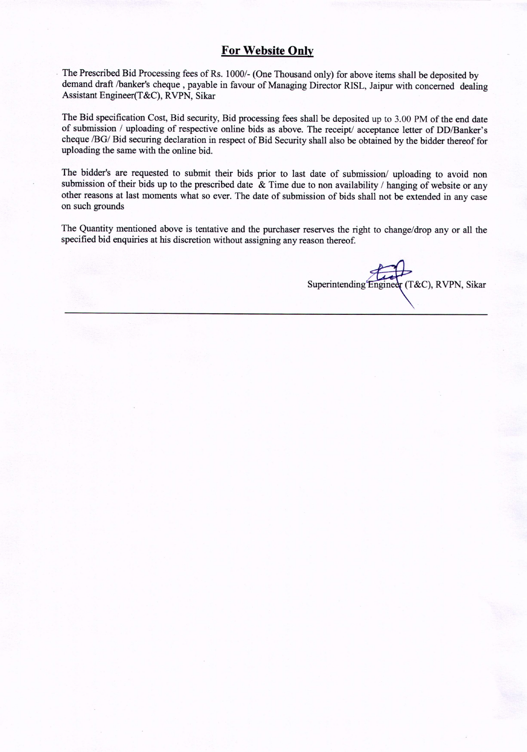## For Website Only

The Prescribed Bid Processing fees of Rs. 1000/- (One Thousand only) for above items shall be deposited by demand draft /banker's cheque , payable in favour of Managing Director RISL, Jaipur with concerned dealing Assistant Engineer(T&C), RVPN, Sikar

The Bid specification Cost, Bid security, Bid processing fees shall be deposited up to 3.00 PM of the end date of submission / uploading of respective online bids as above. The receipt/ acceptance letter of DD/Banker's cheque /BG/ Bid securing declaration in respect of Bid Security shall also be obtained by the bidder thereof for uploading the same with the online bid.

The bidder's are requested to submit their bids prior to last date of submission/ uploading to avoid non submission of their bids up to the prescribed date & Time due to non availability / hanging of website or any other reasons at last moments what so ever. The date of submission of bids shall not be extended in any case on such grounds

The Quantity mentioned above is tentative and the purchaser reserves the right to change/drop any or all the specified bid enquiries at his discretion without assigning any reason thereof.

Superintending Engineer (T&C), RVPN, Sikar